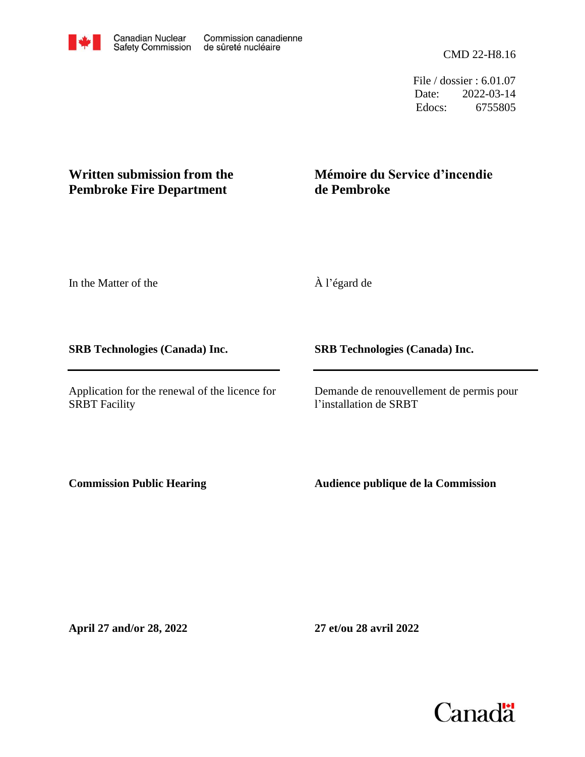Canadian Nuclear Safety Commission | Commission canadienne de sûreté nucléaire

CMD 22-H8.16

File / dossier : 6.01.07
Date: 2022-03-14
Edocs: 6755805

**Written submission from the Pembroke Fire Department**

**Mémoire du Service d'incendie de Pembroke**

In the Matter of the

À l'égard de

**SRB Technologies (Canada) Inc.**

**SRB Technologies (Canada) Inc.**

Application for the renewal of the licence for SRBT Facility

Demande de renouvellement de permis pour l'installation de SRBT

**Commission Public Hearing**

**Audience publique de la Commission**

**April 27 and/or 28, 2022**

**27 et/ou 28 avril 2022**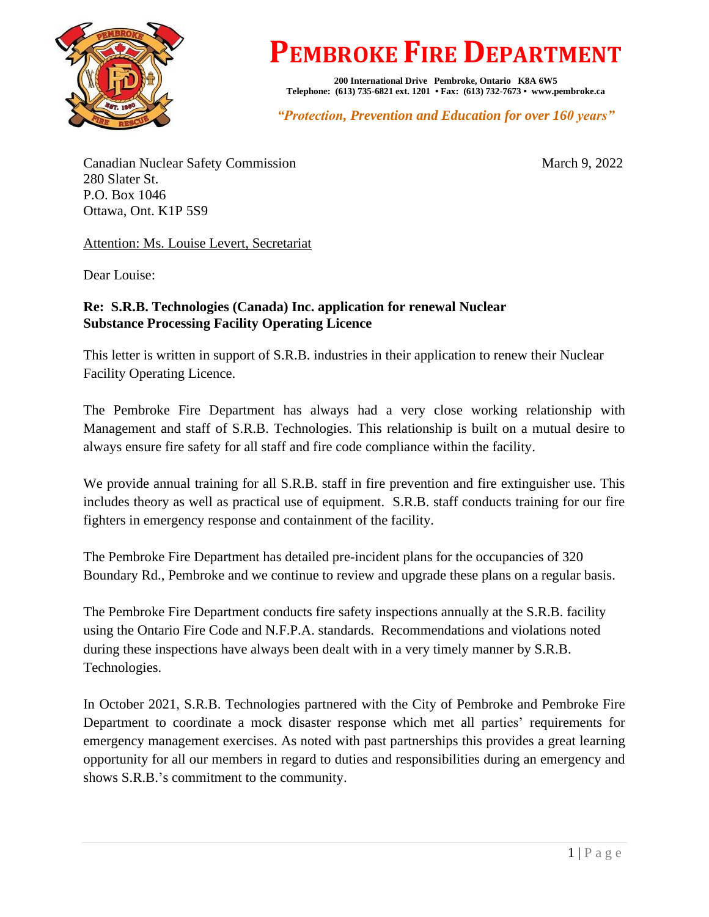# PEMBROKE FIRE DEPARTMENT

**200 International Drive Pembroke, Ontario K8A 6W5**
**Telephone: (613) 735-6821 ext. 1201 • Fax: (613) 732-7673 • www.pembroke.ca**

***"Protection, Prevention and Education for over 160 years"***

Canadian Nuclear Safety Commission
280 Slater St.
P.O. Box 1046
Ottawa, Ont. K1P 5S9

March 9, 2022

Attention: Ms. Louise Levert, Secretariat

Dear Louise:

**Re: S.R.B. Technologies (Canada) Inc. application for renewal Nuclear Substance Processing Facility Operating Licence**

This letter is written in support of S.R.B. industries in their application to renew their Nuclear Facility Operating Licence.

The Pembroke Fire Department has always had a very close working relationship with Management and staff of S.R.B. Technologies. This relationship is built on a mutual desire to always ensure fire safety for all staff and fire code compliance within the facility.

We provide annual training for all S.R.B. staff in fire prevention and fire extinguisher use. This includes theory as well as practical use of equipment. S.R.B. staff conducts training for our fire fighters in emergency response and containment of the facility.

The Pembroke Fire Department has detailed pre-incident plans for the occupancies of 320 Boundary Rd., Pembroke and we continue to review and upgrade these plans on a regular basis.

The Pembroke Fire Department conducts fire safety inspections annually at the S.R.B. facility using the Ontario Fire Code and N.F.P.A. standards. Recommendations and violations noted during these inspections have always been dealt with in a very timely manner by S.R.B. Technologies.

In October 2021, S.R.B. Technologies partnered with the City of Pembroke and Pembroke Fire Department to coordinate a mock disaster response which met all parties' requirements for emergency management exercises. As noted with past partnerships this provides a great learning opportunity for all our members in regard to duties and responsibilities during an emergency and shows S.R.B.'s commitment to the community.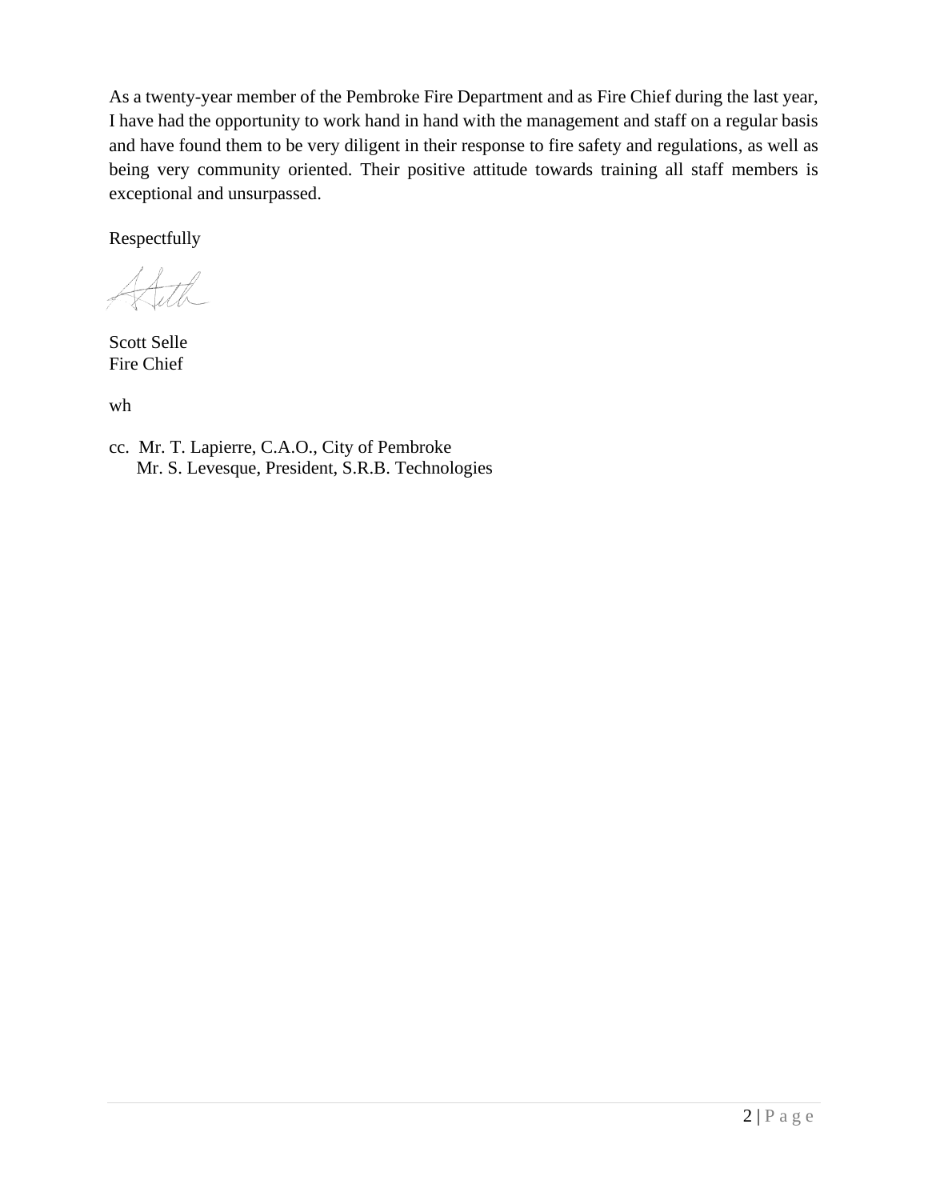As a twenty-year member of the Pembroke Fire Department and as Fire Chief during the last year, I have had the opportunity to work hand in hand with the management and staff on a regular basis and have found them to be very diligent in their response to fire safety and regulations, as well as being very community oriented. Their positive attitude towards training all staff members is exceptional and unsurpassed.

Respectfully

Scott Selle
Fire Chief

wh

cc. Mr. T. Lapierre, C.A.O., City of Pembroke
    Mr. S. Levesque, President, S.R.B. Technologies